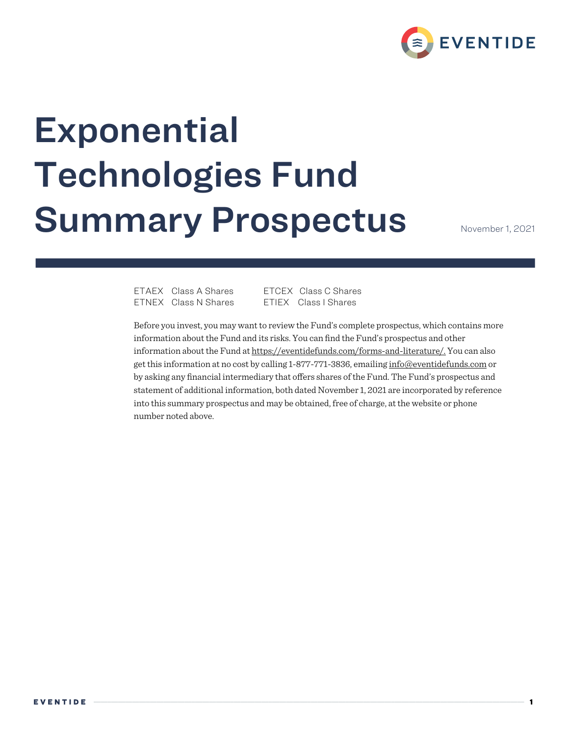# Exponential Technologies Fund Summary Prospectus

November 1, 2021

| | | | |
|---|---|---|---|
| ETAEX | Class A Shares | ETCEX | Class C Shares |
| ETNEX | Class N Shares | ETIEX | Class I Shares |

Before you invest, you may want to review the Fund's complete prospectus, which contains more information about the Fund and its risks. You can find the Fund's prospectus and other information about the Fund at https://eventidefunds.com/forms-and-literature/. You can also get this information at no cost by calling 1-877-771-3836, emailing info@eventidefunds.com or by asking any financial intermediary that offers shares of the Fund. The Fund's prospectus and statement of additional information, both dated November 1, 2021 are incorporated by reference into this summary prospectus and may be obtained, free of charge, at the website or phone number noted above.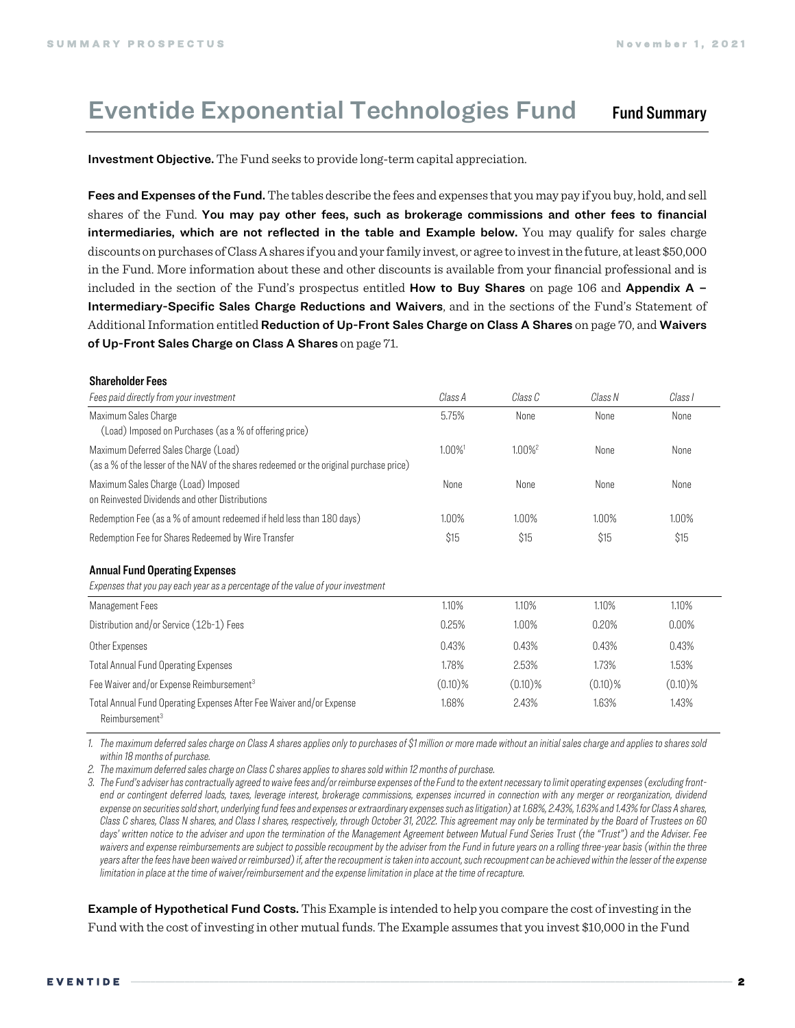# Eventide Exponential Technologies Fund

## Fund Summary

**Investment Objective.** The Fund seeks to provide long-term capital appreciation.

**Fees and Expenses of the Fund.** The tables describe the fees and expenses that you may pay if you buy, hold, and sell shares of the Fund. **You may pay other fees, such as brokerage commissions and other fees to financial intermediaries, which are not reflected in the table and Example below.** You may qualify for sales charge discounts on purchases of Class A shares if you and your family invest, or agree to invest in the future, at least $50,000 in the Fund. More information about these and other discounts is available from your financial professional and is included in the section of the Fund's prospectus entitled **How to Buy Shares** on page 106 and **Appendix A – Intermediary-Specific Sales Charge Reductions and Waivers**, and in the sections of the Fund's Statement of Additional Information entitled **Reduction of Up-Front Sales Charge on Class A Shares** on page 70, and **Waivers of Up-Front Sales Charge on Class A Shares** on page 71.

**Shareholder Fees**

| *Fees paid directly from your investment* | *Class A* | *Class C* | *Class N* | *Class I* |
|---|---|---|---|---|
| Maximum Sales Charge (Load) Imposed on Purchases (as a % of offering price) | 5.75% | None | None | None |
| Maximum Deferred Sales Charge (Load) (as a % of the lesser of the NAV of the shares redeemed or the original purchase price) | 1.00%[1] | 1.00%[2] | None | None |
| Maximum Sales Charge (Load) Imposed on Reinvested Dividends and other Distributions | None | None | None | None |
| Redemption Fee (as a % of amount redeemed if held less than 180 days) | 1.00% | 1.00% | 1.00% | 1.00% |
| Redemption Fee for Shares Redeemed by Wire Transfer | $15 | $15 | $15 | $15 |

**Annual Fund Operating Expenses**

| *Expenses that you pay each year as a percentage of the value of your investment* | | | | |
|---|---|---|---|---|
| Management Fees | 1.10% | 1.10% | 1.10% | 1.10% |
| Distribution and/or Service (12b-1) Fees | 0.25% | 1.00% | 0.20% | 0.00% |
| Other Expenses | 0.43% | 0.43% | 0.43% | 0.43% |
| Total Annual Fund Operating Expenses | 1.78% | 2.53% | 1.73% | 1.53% |
| Fee Waiver and/or Expense Reimbursement[3] | (0.10)% | (0.10)% | (0.10)% | (0.10)% |
| Total Annual Fund Operating Expenses After Fee Waiver and/or Expense Reimbursement[3] | 1.68% | 2.43% | 1.63% | 1.43% |

1. *The maximum deferred sales charge on Class A shares applies only to purchases of $1 million or more made without an initial sales charge and applies to shares sold within 18 months of purchase.*
2. *The maximum deferred sales charge on Class C shares applies to shares sold within 12 months of purchase.*
3. *The Fund's adviser has contractually agreed to waive fees and/or reimburse expenses of the Fund to the extent necessary to limit operating expenses (excluding front-end or contingent deferred loads, taxes, leverage interest, brokerage commissions, expenses incurred in connection with any merger or reorganization, dividend expense on securities sold short, underlying fund fees and expenses or extraordinary expenses such as litigation) at 1.68%, 2.43%, 1.63% and 1.43% for Class A shares, Class C shares, Class N shares, and Class I shares, respectively, through October 31, 2022. This agreement may only be terminated by the Board of Trustees on 60 days' written notice to the adviser and upon the termination of the Management Agreement between Mutual Fund Series Trust (the "Trust") and the Adviser. Fee waivers and expense reimbursements are subject to possible recoupment by the adviser from the Fund in future years on a rolling three-year basis (within the three years after the fees have been waived or reimbursed) if, after the recoupment is taken into account, such recoupment can be achieved within the lesser of the expense limitation in place at the time of waiver/reimbursement and the expense limitation in place at the time of recapture.*

**Example of Hypothetical Fund Costs.** This Example is intended to help you compare the cost of investing in the Fund with the cost of investing in other mutual funds. The Example assumes that you invest $10,000 in the Fund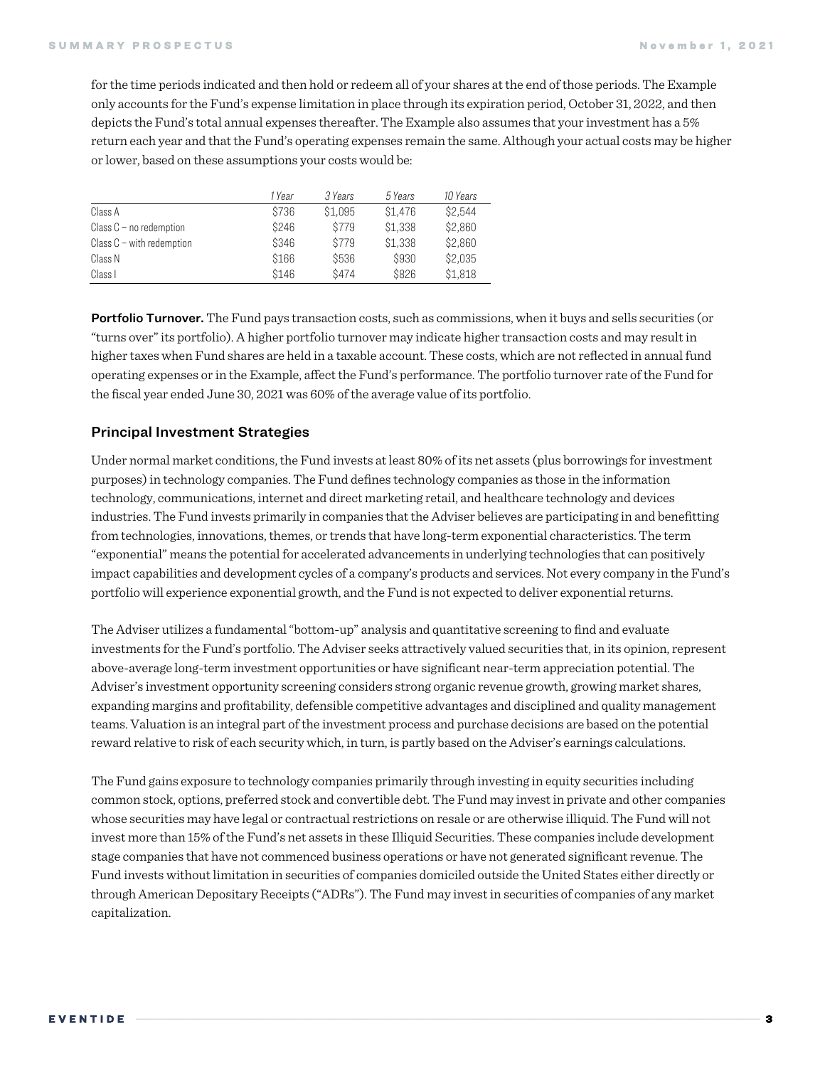for the time periods indicated and then hold or redeem all of your shares at the end of those periods. The Example only accounts for the Fund's expense limitation in place through its expiration period, October 31, 2022, and then depicts the Fund's total annual expenses thereafter. The Example also assumes that your investment has a 5% return each year and that the Fund's operating expenses remain the same. Although your actual costs may be higher or lower, based on these assumptions your costs would be:

| | *1 Year* | *3 Years* | *5 Years* | *10 Years* |
|---|---|---|---|---|
| Class A | $736 | $1,095 | $1,476 | $2,544 |
| Class C – no redemption | $246 | $779 | $1,338 | $2,860 |
| Class C – with redemption | $346 | $779 | $1,338 | $2,860 |
| Class N | $166 | $536 | $930 | $2,035 |
| Class I | $146 | $474 | $826 | $1,818 |

**Portfolio Turnover.** The Fund pays transaction costs, such as commissions, when it buys and sells securities (or "turns over" its portfolio). A higher portfolio turnover may indicate higher transaction costs and may result in higher taxes when Fund shares are held in a taxable account. These costs, which are not reflected in annual fund operating expenses or in the Example, affect the Fund's performance. The portfolio turnover rate of the Fund for the fiscal year ended June 30, 2021 was 60% of the average value of its portfolio.

## Principal Investment Strategies

Under normal market conditions, the Fund invests at least 80% of its net assets (plus borrowings for investment purposes) in technology companies. The Fund defines technology companies as those in the information technology, communications, internet and direct marketing retail, and healthcare technology and devices industries. The Fund invests primarily in companies that the Adviser believes are participating in and benefitting from technologies, innovations, themes, or trends that have long-term exponential characteristics. The term "exponential" means the potential for accelerated advancements in underlying technologies that can positively impact capabilities and development cycles of a company's products and services. Not every company in the Fund's portfolio will experience exponential growth, and the Fund is not expected to deliver exponential returns.

The Adviser utilizes a fundamental "bottom-up" analysis and quantitative screening to find and evaluate investments for the Fund's portfolio. The Adviser seeks attractively valued securities that, in its opinion, represent above-average long-term investment opportunities or have significant near-term appreciation potential. The Adviser's investment opportunity screening considers strong organic revenue growth, growing market shares, expanding margins and profitability, defensible competitive advantages and disciplined and quality management teams. Valuation is an integral part of the investment process and purchase decisions are based on the potential reward relative to risk of each security which, in turn, is partly based on the Adviser's earnings calculations.

The Fund gains exposure to technology companies primarily through investing in equity securities including common stock, options, preferred stock and convertible debt. The Fund may invest in private and other companies whose securities may have legal or contractual restrictions on resale or are otherwise illiquid. The Fund will not invest more than 15% of the Fund's net assets in these Illiquid Securities. These companies include development stage companies that have not commenced business operations or have not generated significant revenue. The Fund invests without limitation in securities of companies domiciled outside the United States either directly or through American Depositary Receipts ("ADRs"). The Fund may invest in securities of companies of any market capitalization.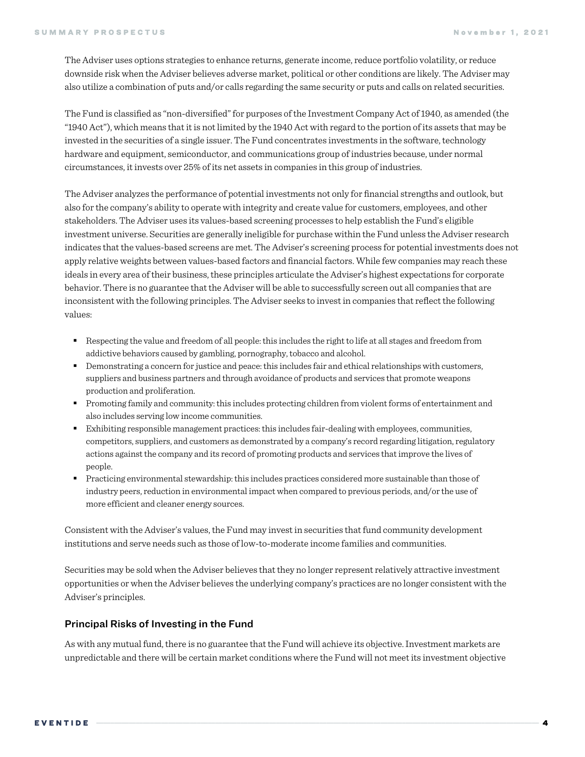The Adviser uses options strategies to enhance returns, generate income, reduce portfolio volatility, or reduce downside risk when the Adviser believes adverse market, political or other conditions are likely. The Adviser may also utilize a combination of puts and/or calls regarding the same security or puts and calls on related securities.

The Fund is classified as "non-diversified" for purposes of the Investment Company Act of 1940, as amended (the "1940 Act"), which means that it is not limited by the 1940 Act with regard to the portion of its assets that may be invested in the securities of a single issuer. The Fund concentrates investments in the software, technology hardware and equipment, semiconductor, and communications group of industries because, under normal circumstances, it invests over 25% of its net assets in companies in this group of industries.

The Adviser analyzes the performance of potential investments not only for financial strengths and outlook, but also for the company's ability to operate with integrity and create value for customers, employees, and other stakeholders. The Adviser uses its values-based screening processes to help establish the Fund's eligible investment universe. Securities are generally ineligible for purchase within the Fund unless the Adviser research indicates that the values-based screens are met. The Adviser's screening process for potential investments does not apply relative weights between values-based factors and financial factors. While few companies may reach these ideals in every area of their business, these principles articulate the Adviser's highest expectations for corporate behavior. There is no guarantee that the Adviser will be able to successfully screen out all companies that are inconsistent with the following principles. The Adviser seeks to invest in companies that reflect the following values:

- Respecting the value and freedom of all people: this includes the right to life at all stages and freedom from addictive behaviors caused by gambling, pornography, tobacco and alcohol.
- Demonstrating a concern for justice and peace: this includes fair and ethical relationships with customers, suppliers and business partners and through avoidance of products and services that promote weapons production and proliferation.
- Promoting family and community: this includes protecting children from violent forms of entertainment and also includes serving low income communities.
- Exhibiting responsible management practices: this includes fair-dealing with employees, communities, competitors, suppliers, and customers as demonstrated by a company's record regarding litigation, regulatory actions against the company and its record of promoting products and services that improve the lives of people.
- Practicing environmental stewardship: this includes practices considered more sustainable than those of industry peers, reduction in environmental impact when compared to previous periods, and/or the use of more efficient and cleaner energy sources.

Consistent with the Adviser's values, the Fund may invest in securities that fund community development institutions and serve needs such as those of low-to-moderate income families and communities.

Securities may be sold when the Adviser believes that they no longer represent relatively attractive investment opportunities or when the Adviser believes the underlying company's practices are no longer consistent with the Adviser's principles.

## Principal Risks of Investing in the Fund

As with any mutual fund, there is no guarantee that the Fund will achieve its objective. Investment markets are unpredictable and there will be certain market conditions where the Fund will not meet its investment objective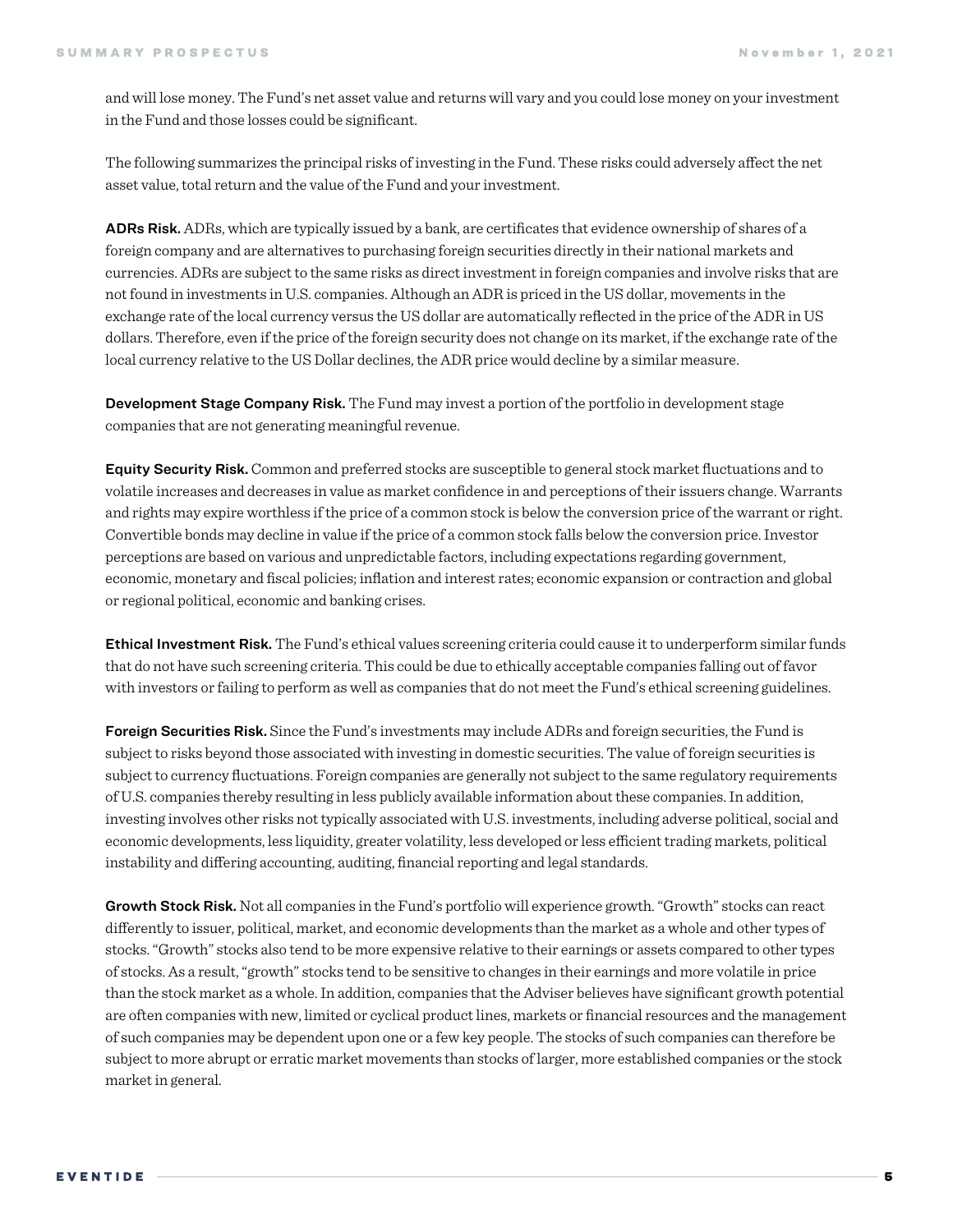and will lose money. The Fund's net asset value and returns will vary and you could lose money on your investment in the Fund and those losses could be significant.

The following summarizes the principal risks of investing in the Fund. These risks could adversely affect the net asset value, total return and the value of the Fund and your investment.

**ADRs Risk.** ADRs, which are typically issued by a bank, are certificates that evidence ownership of shares of a foreign company and are alternatives to purchasing foreign securities directly in their national markets and currencies. ADRs are subject to the same risks as direct investment in foreign companies and involve risks that are not found in investments in U.S. companies. Although an ADR is priced in the US dollar, movements in the exchange rate of the local currency versus the US dollar are automatically reflected in the price of the ADR in US dollars. Therefore, even if the price of the foreign security does not change on its market, if the exchange rate of the local currency relative to the US Dollar declines, the ADR price would decline by a similar measure.

**Development Stage Company Risk.** The Fund may invest a portion of the portfolio in development stage companies that are not generating meaningful revenue.

**Equity Security Risk.** Common and preferred stocks are susceptible to general stock market fluctuations and to volatile increases and decreases in value as market confidence in and perceptions of their issuers change. Warrants and rights may expire worthless if the price of a common stock is below the conversion price of the warrant or right. Convertible bonds may decline in value if the price of a common stock falls below the conversion price. Investor perceptions are based on various and unpredictable factors, including expectations regarding government, economic, monetary and fiscal policies; inflation and interest rates; economic expansion or contraction and global or regional political, economic and banking crises.

**Ethical Investment Risk.** The Fund's ethical values screening criteria could cause it to underperform similar funds that do not have such screening criteria. This could be due to ethically acceptable companies falling out of favor with investors or failing to perform as well as companies that do not meet the Fund's ethical screening guidelines.

**Foreign Securities Risk.** Since the Fund's investments may include ADRs and foreign securities, the Fund is subject to risks beyond those associated with investing in domestic securities. The value of foreign securities is subject to currency fluctuations. Foreign companies are generally not subject to the same regulatory requirements of U.S. companies thereby resulting in less publicly available information about these companies. In addition, investing involves other risks not typically associated with U.S. investments, including adverse political, social and economic developments, less liquidity, greater volatility, less developed or less efficient trading markets, political instability and differing accounting, auditing, financial reporting and legal standards.

**Growth Stock Risk.** Not all companies in the Fund's portfolio will experience growth. "Growth" stocks can react differently to issuer, political, market, and economic developments than the market as a whole and other types of stocks. "Growth" stocks also tend to be more expensive relative to their earnings or assets compared to other types of stocks. As a result, "growth" stocks tend to be sensitive to changes in their earnings and more volatile in price than the stock market as a whole. In addition, companies that the Adviser believes have significant growth potential are often companies with new, limited or cyclical product lines, markets or financial resources and the management of such companies may be dependent upon one or a few key people. The stocks of such companies can therefore be subject to more abrupt or erratic market movements than stocks of larger, more established companies or the stock market in general.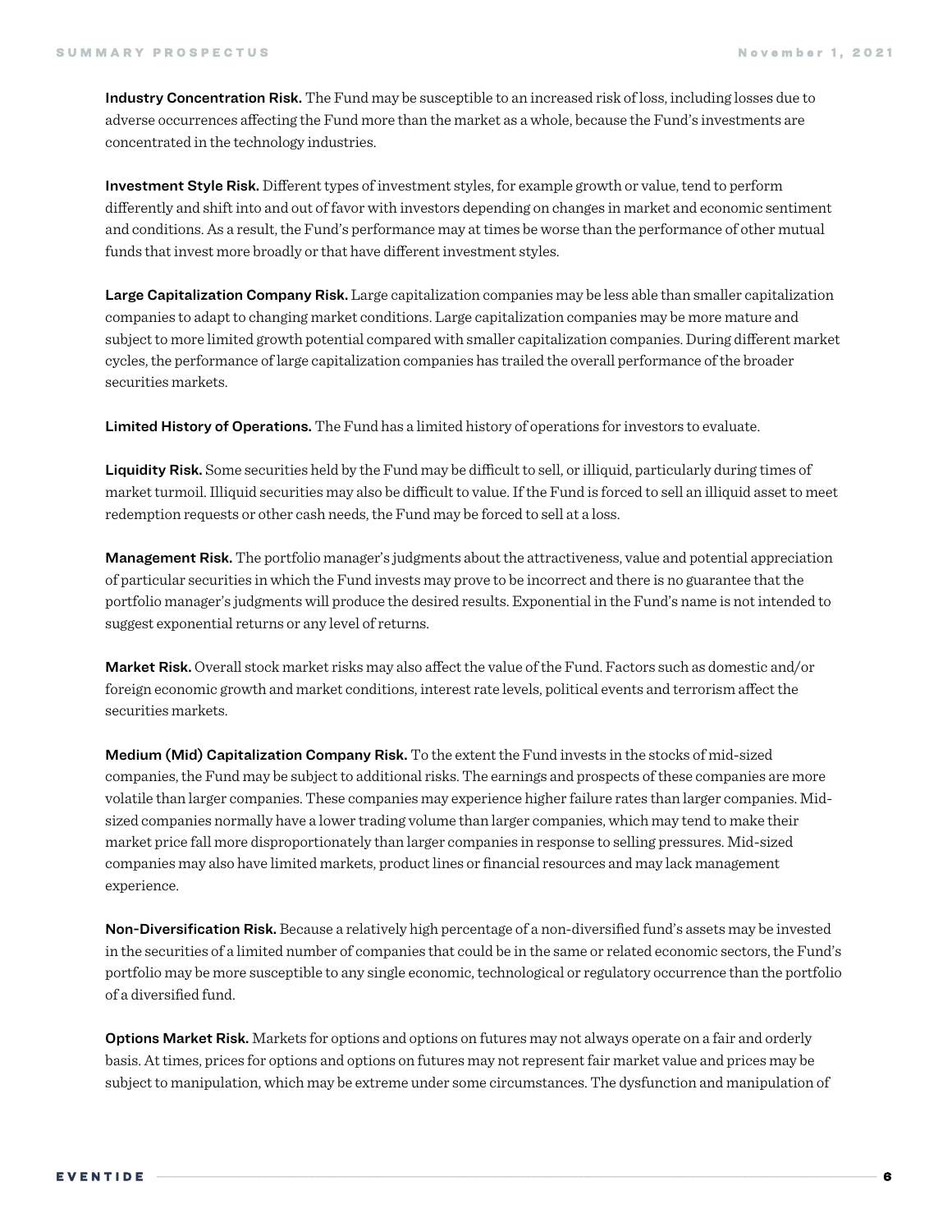**Industry Concentration Risk.** The Fund may be susceptible to an increased risk of loss, including losses due to adverse occurrences affecting the Fund more than the market as a whole, because the Fund's investments are concentrated in the technology industries.

**Investment Style Risk.** Different types of investment styles, for example growth or value, tend to perform differently and shift into and out of favor with investors depending on changes in market and economic sentiment and conditions. As a result, the Fund's performance may at times be worse than the performance of other mutual funds that invest more broadly or that have different investment styles.

**Large Capitalization Company Risk.** Large capitalization companies may be less able than smaller capitalization companies to adapt to changing market conditions. Large capitalization companies may be more mature and subject to more limited growth potential compared with smaller capitalization companies. During different market cycles, the performance of large capitalization companies has trailed the overall performance of the broader securities markets.

**Limited History of Operations.** The Fund has a limited history of operations for investors to evaluate.

**Liquidity Risk.** Some securities held by the Fund may be difficult to sell, or illiquid, particularly during times of market turmoil. Illiquid securities may also be difficult to value. If the Fund is forced to sell an illiquid asset to meet redemption requests or other cash needs, the Fund may be forced to sell at a loss.

**Management Risk.** The portfolio manager's judgments about the attractiveness, value and potential appreciation of particular securities in which the Fund invests may prove to be incorrect and there is no guarantee that the portfolio manager's judgments will produce the desired results. Exponential in the Fund's name is not intended to suggest exponential returns or any level of returns.

**Market Risk.** Overall stock market risks may also affect the value of the Fund. Factors such as domestic and/or foreign economic growth and market conditions, interest rate levels, political events and terrorism affect the securities markets.

**Medium (Mid) Capitalization Company Risk.** To the extent the Fund invests in the stocks of mid-sized companies, the Fund may be subject to additional risks. The earnings and prospects of these companies are more volatile than larger companies. These companies may experience higher failure rates than larger companies. Mid-sized companies normally have a lower trading volume than larger companies, which may tend to make their market price fall more disproportionately than larger companies in response to selling pressures. Mid-sized companies may also have limited markets, product lines or financial resources and may lack management experience.

**Non-Diversification Risk.** Because a relatively high percentage of a non-diversified fund's assets may be invested in the securities of a limited number of companies that could be in the same or related economic sectors, the Fund's portfolio may be more susceptible to any single economic, technological or regulatory occurrence than the portfolio of a diversified fund.

**Options Market Risk.** Markets for options and options on futures may not always operate on a fair and orderly basis. At times, prices for options and options on futures may not represent fair market value and prices may be subject to manipulation, which may be extreme under some circumstances. The dysfunction and manipulation of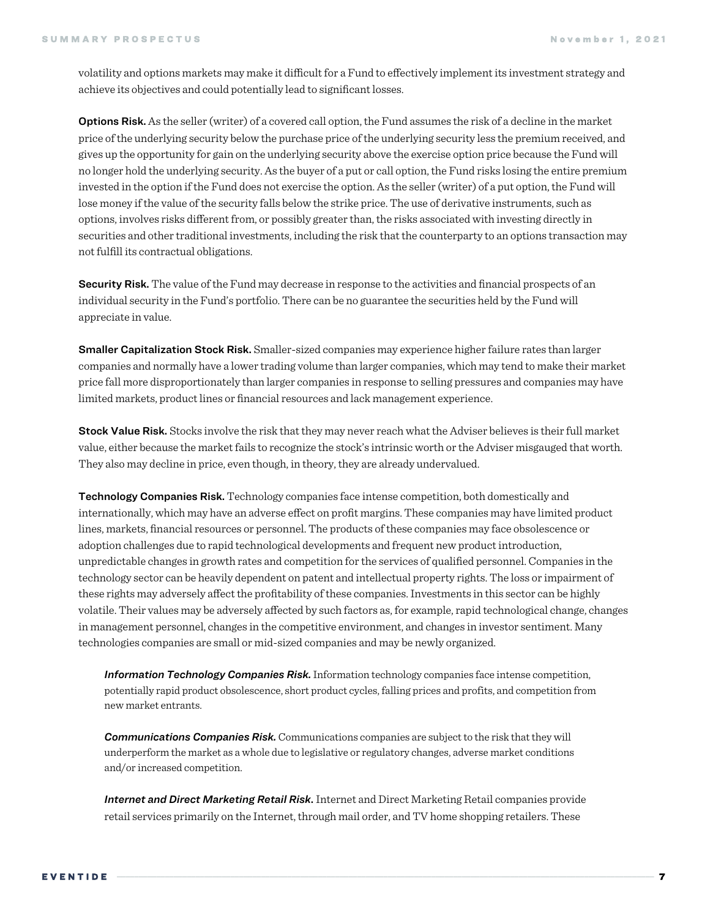volatility and options markets may make it difficult for a Fund to effectively implement its investment strategy and achieve its objectives and could potentially lead to significant losses.

**Options Risk.** As the seller (writer) of a covered call option, the Fund assumes the risk of a decline in the market price of the underlying security below the purchase price of the underlying security less the premium received, and gives up the opportunity for gain on the underlying security above the exercise option price because the Fund will no longer hold the underlying security. As the buyer of a put or call option, the Fund risks losing the entire premium invested in the option if the Fund does not exercise the option. As the seller (writer) of a put option, the Fund will lose money if the value of the security falls below the strike price. The use of derivative instruments, such as options, involves risks different from, or possibly greater than, the risks associated with investing directly in securities and other traditional investments, including the risk that the counterparty to an options transaction may not fulfill its contractual obligations.

**Security Risk.** The value of the Fund may decrease in response to the activities and financial prospects of an individual security in the Fund's portfolio. There can be no guarantee the securities held by the Fund will appreciate in value.

**Smaller Capitalization Stock Risk.** Smaller-sized companies may experience higher failure rates than larger companies and normally have a lower trading volume than larger companies, which may tend to make their market price fall more disproportionately than larger companies in response to selling pressures and companies may have limited markets, product lines or financial resources and lack management experience.

**Stock Value Risk.** Stocks involve the risk that they may never reach what the Adviser believes is their full market value, either because the market fails to recognize the stock's intrinsic worth or the Adviser misgauged that worth. They also may decline in price, even though, in theory, they are already undervalued.

**Technology Companies Risk.** Technology companies face intense competition, both domestically and internationally, which may have an adverse effect on profit margins. These companies may have limited product lines, markets, financial resources or personnel. The products of these companies may face obsolescence or adoption challenges due to rapid technological developments and frequent new product introduction, unpredictable changes in growth rates and competition for the services of qualified personnel. Companies in the technology sector can be heavily dependent on patent and intellectual property rights. The loss or impairment of these rights may adversely affect the profitability of these companies. Investments in this sector can be highly volatile. Their values may be adversely affected by such factors as, for example, rapid technological change, changes in management personnel, changes in the competitive environment, and changes in investor sentiment. Many technologies companies are small or mid-sized companies and may be newly organized.

***Information Technology Companies Risk.*** Information technology companies face intense competition, potentially rapid product obsolescence, short product cycles, falling prices and profits, and competition from new market entrants.

***Communications Companies Risk.*** Communications companies are subject to the risk that they will underperform the market as a whole due to legislative or regulatory changes, adverse market conditions and/or increased competition.

***Internet and Direct Marketing Retail Risk.*** Internet and Direct Marketing Retail companies provide retail services primarily on the Internet, through mail order, and TV home shopping retailers. These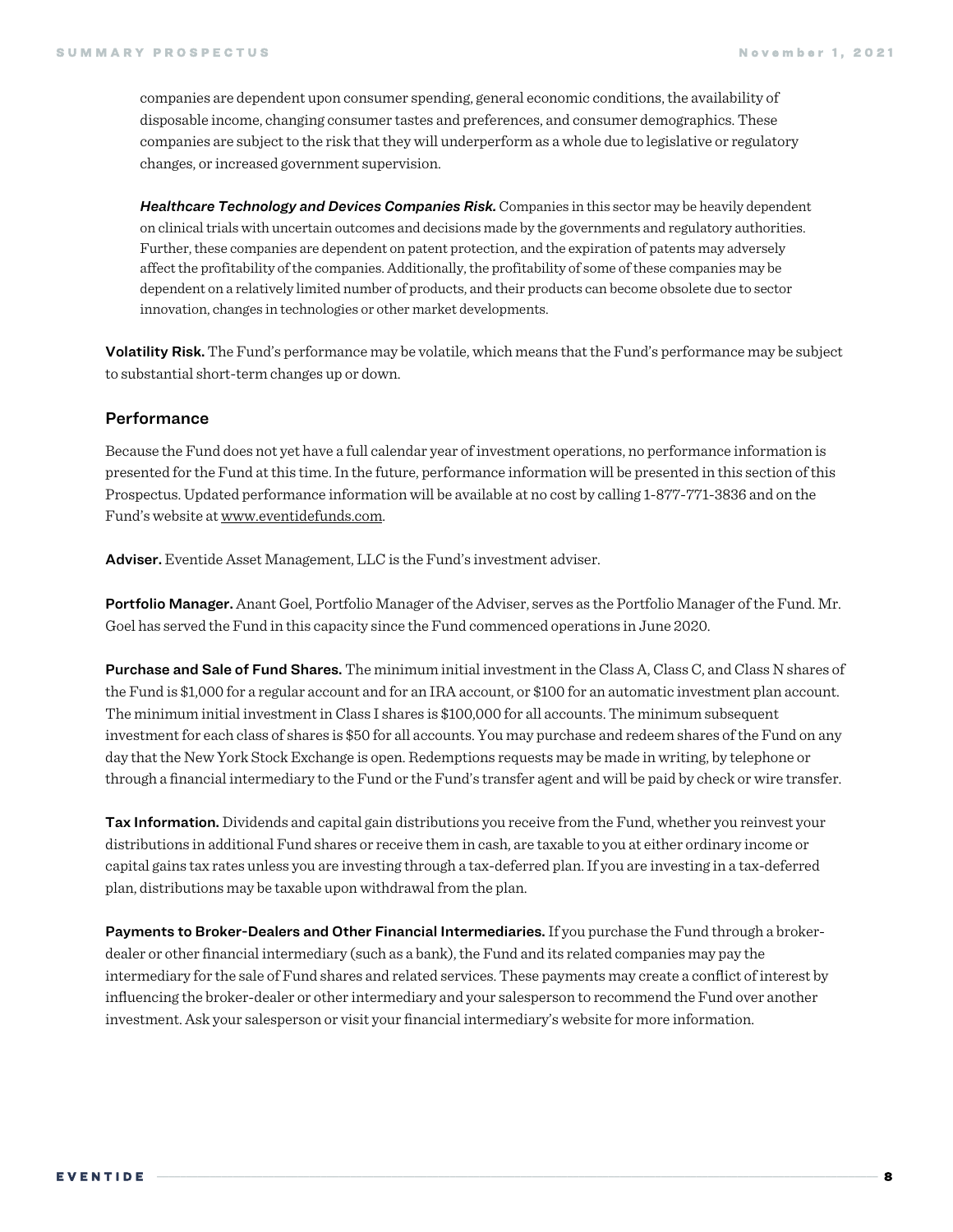companies are dependent upon consumer spending, general economic conditions, the availability of disposable income, changing consumer tastes and preferences, and consumer demographics. These companies are subject to the risk that they will underperform as a whole due to legislative or regulatory changes, or increased government supervision.

***Healthcare Technology and Devices Companies Risk.*** Companies in this sector may be heavily dependent on clinical trials with uncertain outcomes and decisions made by the governments and regulatory authorities. Further, these companies are dependent on patent protection, and the expiration of patents may adversely affect the profitability of the companies. Additionally, the profitability of some of these companies may be dependent on a relatively limited number of products, and their products can become obsolete due to sector innovation, changes in technologies or other market developments.

**Volatility Risk.** The Fund's performance may be volatile, which means that the Fund's performance may be subject to substantial short-term changes up or down.

## Performance

Because the Fund does not yet have a full calendar year of investment operations, no performance information is presented for the Fund at this time. In the future, performance information will be presented in this section of this Prospectus. Updated performance information will be available at no cost by calling 1-877-771-3836 and on the Fund's website at www.eventidefunds.com.

**Adviser.** Eventide Asset Management, LLC is the Fund's investment adviser.

**Portfolio Manager.** Anant Goel, Portfolio Manager of the Adviser, serves as the Portfolio Manager of the Fund. Mr. Goel has served the Fund in this capacity since the Fund commenced operations in June 2020.

**Purchase and Sale of Fund Shares.** The minimum initial investment in the Class A, Class C, and Class N shares of the Fund is $1,000 for a regular account and for an IRA account, or $100 for an automatic investment plan account. The minimum initial investment in Class I shares is $100,000 for all accounts. The minimum subsequent investment for each class of shares is $50 for all accounts. You may purchase and redeem shares of the Fund on any day that the New York Stock Exchange is open. Redemptions requests may be made in writing, by telephone or through a financial intermediary to the Fund or the Fund's transfer agent and will be paid by check or wire transfer.

**Tax Information.** Dividends and capital gain distributions you receive from the Fund, whether you reinvest your distributions in additional Fund shares or receive them in cash, are taxable to you at either ordinary income or capital gains tax rates unless you are investing through a tax-deferred plan. If you are investing in a tax-deferred plan, distributions may be taxable upon withdrawal from the plan.

**Payments to Broker-Dealers and Other Financial Intermediaries.** If you purchase the Fund through a broker-dealer or other financial intermediary (such as a bank), the Fund and its related companies may pay the intermediary for the sale of Fund shares and related services. These payments may create a conflict of interest by influencing the broker-dealer or other intermediary and your salesperson to recommend the Fund over another investment. Ask your salesperson or visit your financial intermediary's website for more information.